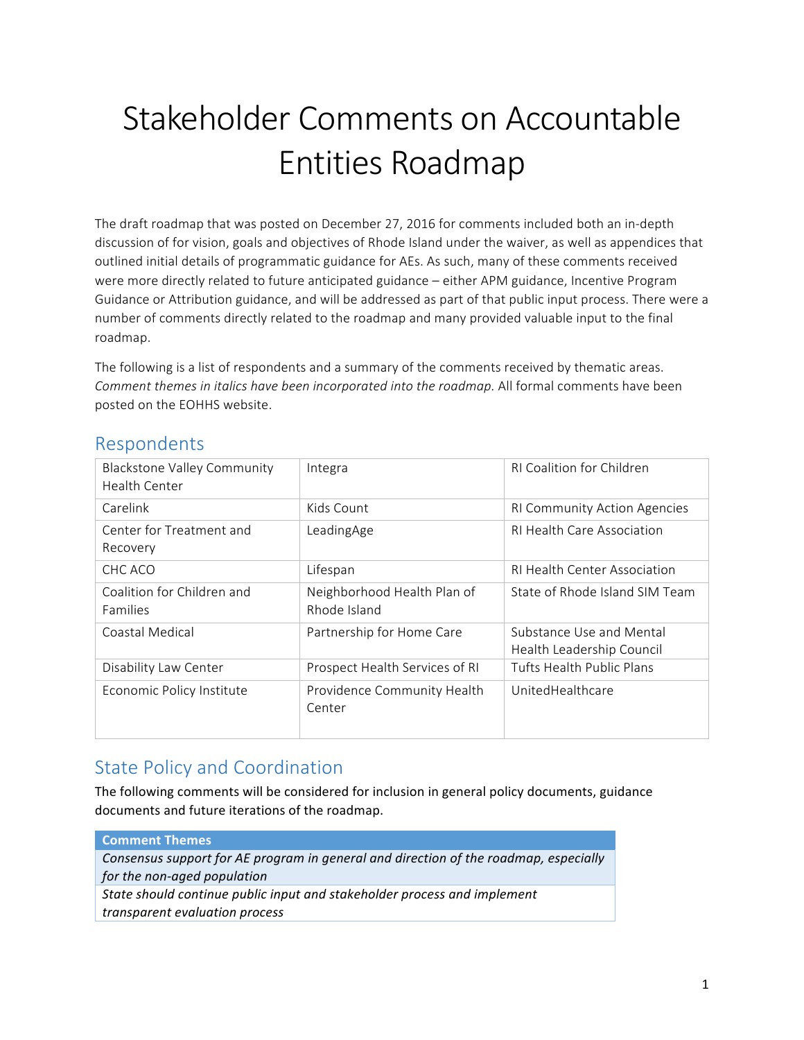# Stakeholder Comments on Accountable Entities Roadmap

The draft roadmap that was posted on December 27, 2016 for comments included both an in-depth discussion of for vision, goals and objectives of Rhode Island under the waiver, as well as appendices that outlined initial details of programmatic guidance for AEs. As such, many of these comments received were more directly related to future anticipated guidance – either APM guidance, Incentive Program Guidance or Attribution guidance, and will be addressed as part of that public input process. There were a number of comments directly related to the roadmap and many provided valuable input to the final roadmap.

The following is a list of respondents and a summary of the comments received by thematic areas. *Comment themes in italics have been incorporated into the roadmap.* All formal comments have been posted on the EOHHS website.

## Respondents

| | | |
|---|---|---|
| Blackstone Valley Community Health Center | Integra | RI Coalition for Children |
| Carelink | Kids Count | RI Community Action Agencies |
| Center for Treatment and Recovery | LeadingAge | RI Health Care Association |
| CHC ACO | Lifespan | RI Health Center Association |
| Coalition for Children and Families | Neighborhood Health Plan of Rhode Island | State of Rhode Island SIM Team |
| Coastal Medical | Partnership for Home Care | Substance Use and Mental Health Leadership Council |
| Disability Law Center | Prospect Health Services of RI | Tufts Health Public Plans |
| Economic Policy Institute | Providence Community Health Center | UnitedHealthcare |

## State Policy and Coordination

The following comments will be considered for inclusion in general policy documents, guidance documents and future iterations of the roadmap.

| Comment Themes |
|---|
| *Consensus support for AE program in general and direction of the roadmap, especially for the non-aged population* |
| *State should continue public input and stakeholder process and implement transparent evaluation process* |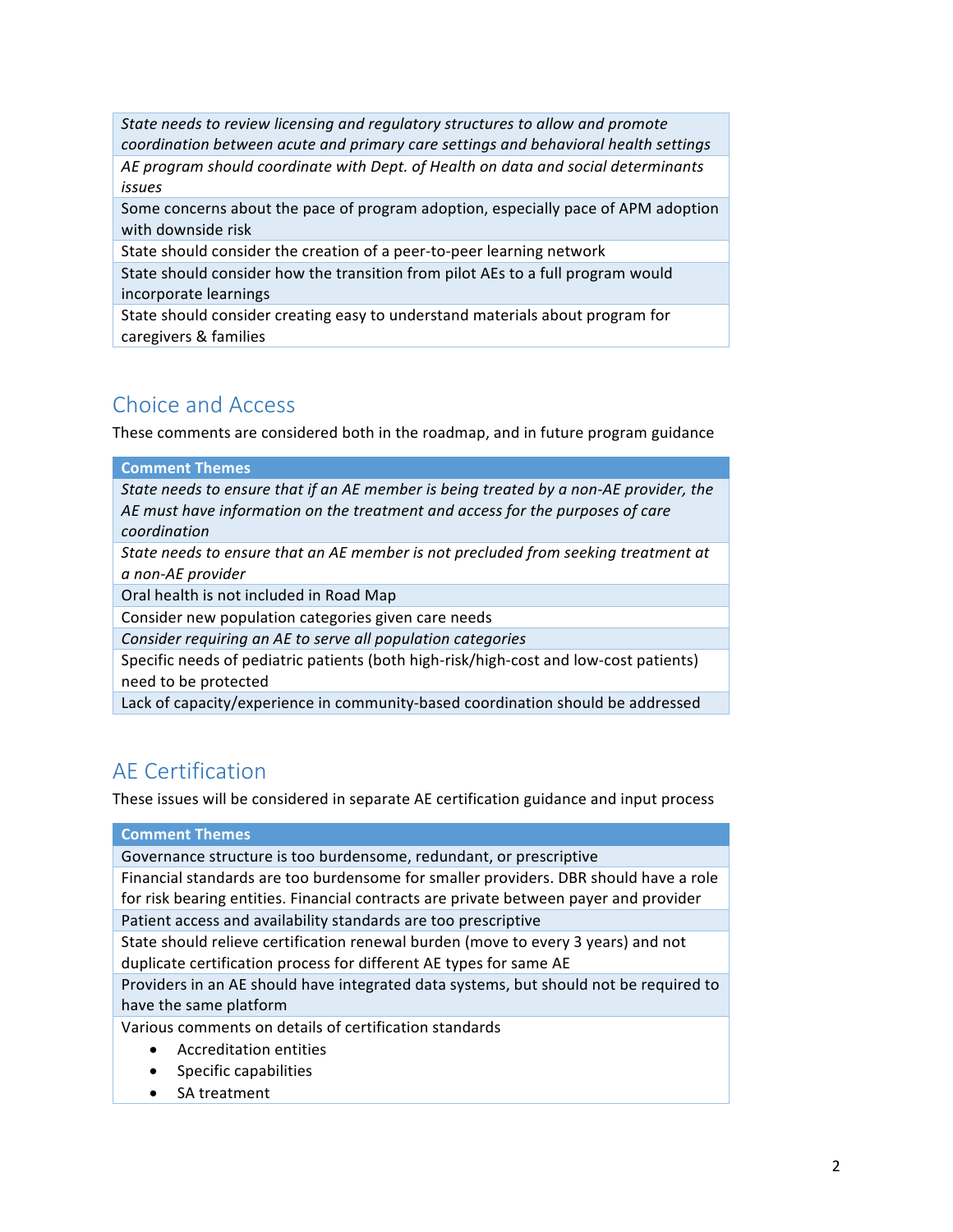| |
|---|
| *State needs to review licensing and regulatory structures to allow and promote coordination between acute and primary care settings and behavioral health settings* |
| *AE program should coordinate with Dept. of Health on data and social determinants issues* |
| Some concerns about the pace of program adoption, especially pace of APM adoption with downside risk |
| State should consider the creation of a peer-to-peer learning network |
| State should consider how the transition from pilot AEs to a full program would incorporate learnings |
| State should consider creating easy to understand materials about program for caregivers & families |

## Choice and Access

These comments are considered both in the roadmap, and in future program guidance

| Comment Themes |
|---|
| *State needs to ensure that if an AE member is being treated by a non-AE provider, the AE must have information on the treatment and access for the purposes of care coordination* |
| *State needs to ensure that an AE member is not precluded from seeking treatment at a non-AE provider* |
| Oral health is not included in Road Map |
| Consider new population categories given care needs |
| *Consider requiring an AE to serve all population categories* |
| Specific needs of pediatric patients (both high-risk/high-cost and low-cost patients) need to be protected |
| Lack of capacity/experience in community-based coordination should be addressed |

## AE Certification

These issues will be considered in separate AE certification guidance and input process

| Comment Themes |
|---|
| Governance structure is too burdensome, redundant, or prescriptive |
| Financial standards are too burdensome for smaller providers. DBR should have a role for risk bearing entities. Financial contracts are private between payer and provider |
| Patient access and availability standards are too prescriptive |
| State should relieve certification renewal burden (move to every 3 years) and not duplicate certification process for different AE types for same AE |
| Providers in an AE should have integrated data systems, but should not be required to have the same platform |
| Various comments on details of certification standards<br>• Accreditation entities<br>• Specific capabilities<br>• SA treatment |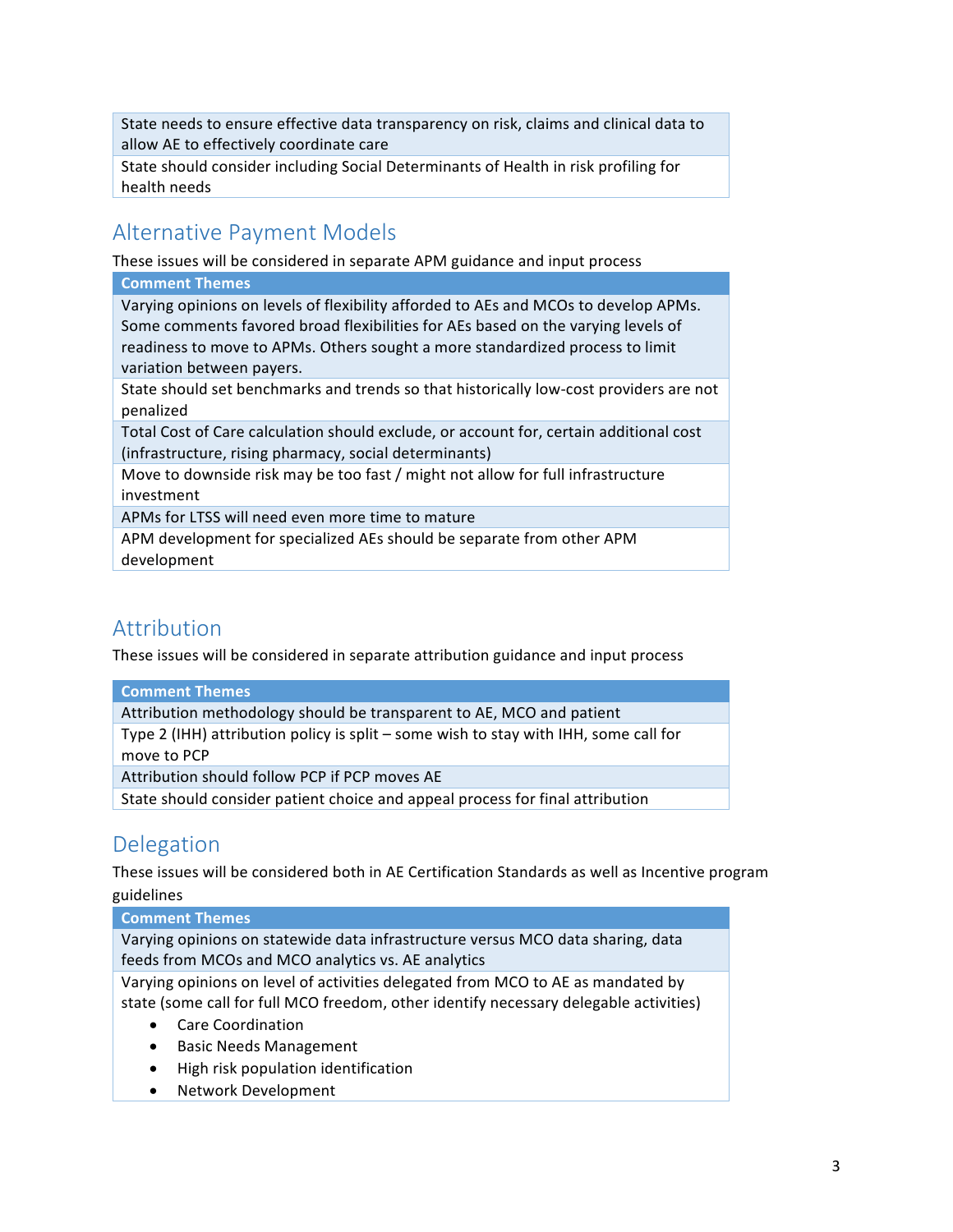| |
|---|
| State needs to ensure effective data transparency on risk, claims and clinical data to allow AE to effectively coordinate care |
| State should consider including Social Determinants of Health in risk profiling for health needs |

## Alternative Payment Models

These issues will be considered in separate APM guidance and input process

| Comment Themes |
|---|
| Varying opinions on levels of flexibility afforded to AEs and MCOs to develop APMs. Some comments favored broad flexibilities for AEs based on the varying levels of readiness to move to APMs. Others sought a more standardized process to limit variation between payers. |
| State should set benchmarks and trends so that historically low-cost providers are not penalized |
| Total Cost of Care calculation should exclude, or account for, certain additional cost (infrastructure, rising pharmacy, social determinants) |
| Move to downside risk may be too fast / might not allow for full infrastructure investment |
| APMs for LTSS will need even more time to mature |
| APM development for specialized AEs should be separate from other APM development |

## Attribution

These issues will be considered in separate attribution guidance and input process

| Comment Themes |
|---|
| Attribution methodology should be transparent to AE, MCO and patient |
| Type 2 (IHH) attribution policy is split – some wish to stay with IHH, some call for move to PCP |
| Attribution should follow PCP if PCP moves AE |
| State should consider patient choice and appeal process for final attribution |

## Delegation

These issues will be considered both in AE Certification Standards as well as Incentive program guidelines

| Comment Themes |
|---|
| Varying opinions on statewide data infrastructure versus MCO data sharing, data feeds from MCOs and MCO analytics vs. AE analytics |
| Varying opinions on level of activities delegated from MCO to AE as mandated by state (some call for full MCO freedom, other identify necessary delegable activities)<br>• Care Coordination<br>• Basic Needs Management<br>• High risk population identification<br>• Network Development |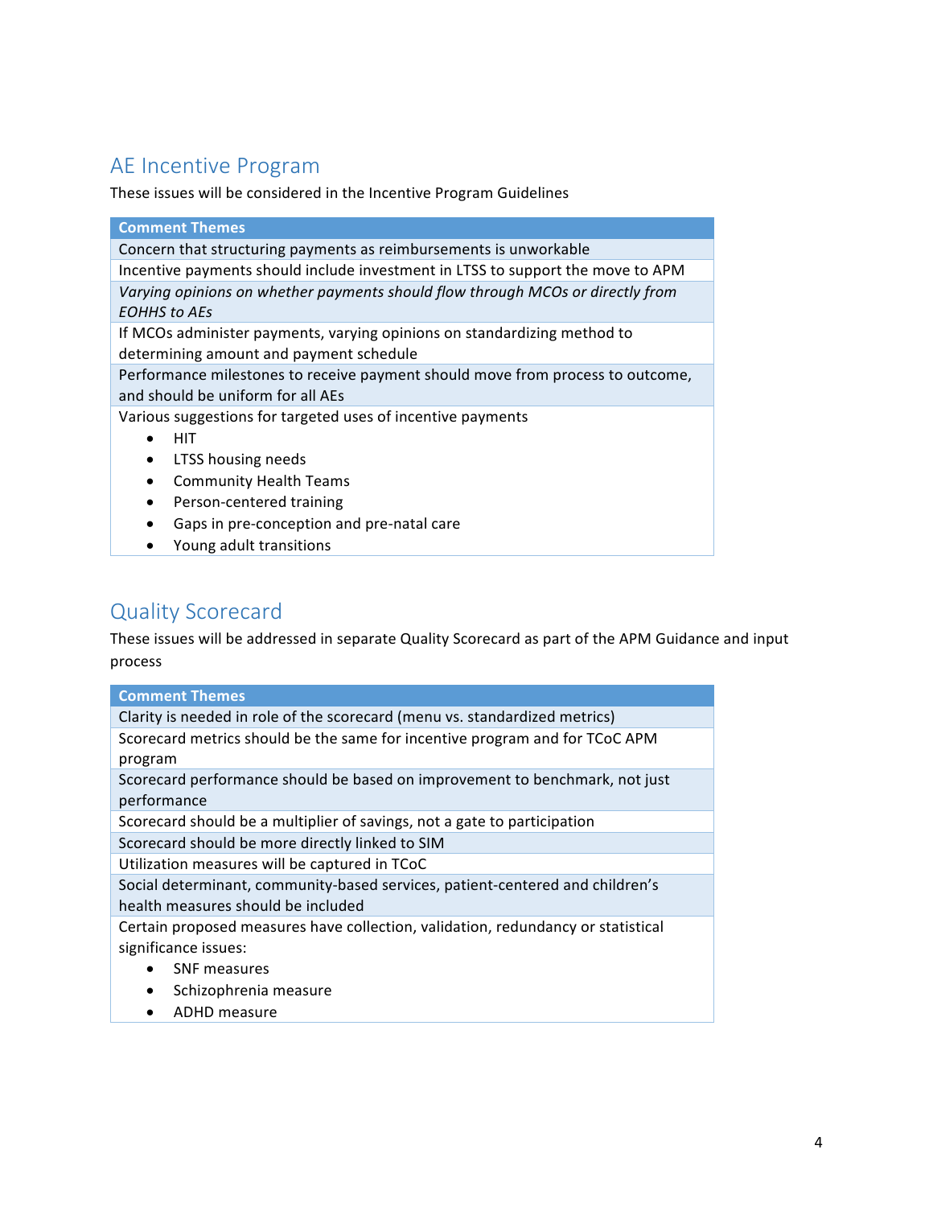## AE Incentive Program

These issues will be considered in the Incentive Program Guidelines

| Comment Themes |
| --- |
| Concern that structuring payments as reimbursements is unworkable |
| Incentive payments should include investment in LTSS to support the move to APM |
| *Varying opinions on whether payments should flow through MCOs or directly from EOHHS to AEs* |
| If MCOs administer payments, varying opinions on standardizing method to determining amount and payment schedule |
| Performance milestones to receive payment should move from process to outcome, and should be uniform for all AEs |
| Various suggestions for targeted uses of incentive payments<br>• HIT<br>• LTSS housing needs<br>• Community Health Teams<br>• Person-centered training<br>• Gaps in pre-conception and pre-natal care<br>• Young adult transitions |

## Quality Scorecard

These issues will be addressed in separate Quality Scorecard as part of the APM Guidance and input process

| Comment Themes |
| --- |
| Clarity is needed in role of the scorecard (menu vs. standardized metrics) |
| Scorecard metrics should be the same for incentive program and for TCoC APM program |
| Scorecard performance should be based on improvement to benchmark, not just performance |
| Scorecard should be a multiplier of savings, not a gate to participation |
| Scorecard should be more directly linked to SIM |
| Utilization measures will be captured in TCoC |
| Social determinant, community-based services, patient-centered and children's health measures should be included |
| Certain proposed measures have collection, validation, redundancy or statistical significance issues:<br>• SNF measures<br>• Schizophrenia measure<br>• ADHD measure |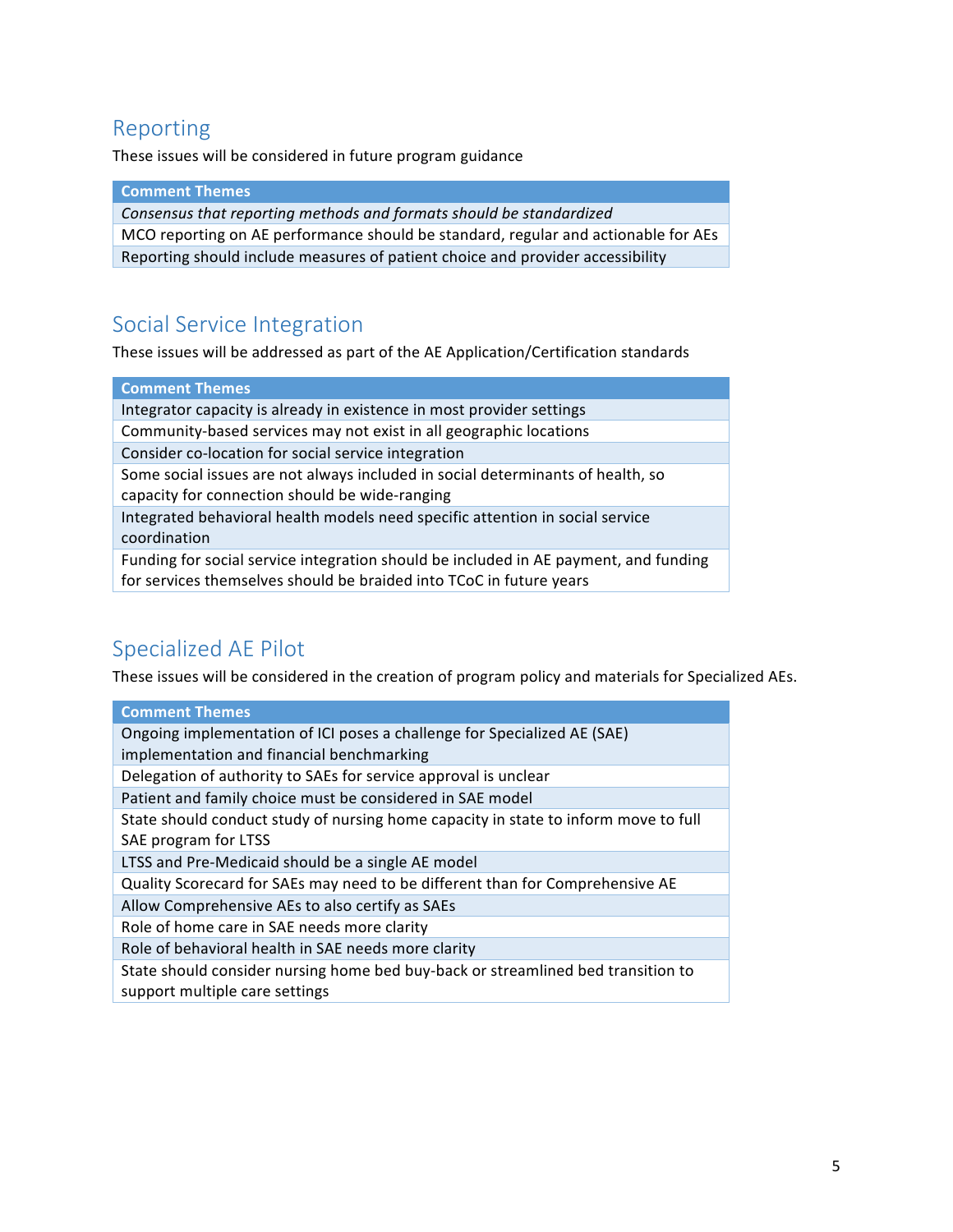## Reporting

These issues will be considered in future program guidance

| Comment Themes |
| --- |
| *Consensus that reporting methods and formats should be standardized* |
| MCO reporting on AE performance should be standard, regular and actionable for AEs |
| Reporting should include measures of patient choice and provider accessibility |

## Social Service Integration

These issues will be addressed as part of the AE Application/Certification standards

| Comment Themes |
| --- |
| Integrator capacity is already in existence in most provider settings |
| Community-based services may not exist in all geographic locations |
| Consider co-location for social service integration |
| Some social issues are not always included in social determinants of health, so capacity for connection should be wide-ranging |
| Integrated behavioral health models need specific attention in social service coordination |
| Funding for social service integration should be included in AE payment, and funding for services themselves should be braided into TCoC in future years |

## Specialized AE Pilot

These issues will be considered in the creation of program policy and materials for Specialized AEs.

| Comment Themes |
| --- |
| Ongoing implementation of ICI poses a challenge for Specialized AE (SAE) implementation and financial benchmarking |
| Delegation of authority to SAEs for service approval is unclear |
| Patient and family choice must be considered in SAE model |
| State should conduct study of nursing home capacity in state to inform move to full SAE program for LTSS |
| LTSS and Pre-Medicaid should be a single AE model |
| Quality Scorecard for SAEs may need to be different than for Comprehensive AE |
| Allow Comprehensive AEs to also certify as SAEs |
| Role of home care in SAE needs more clarity |
| Role of behavioral health in SAE needs more clarity |
| State should consider nursing home bed buy-back or streamlined bed transition to support multiple care settings |